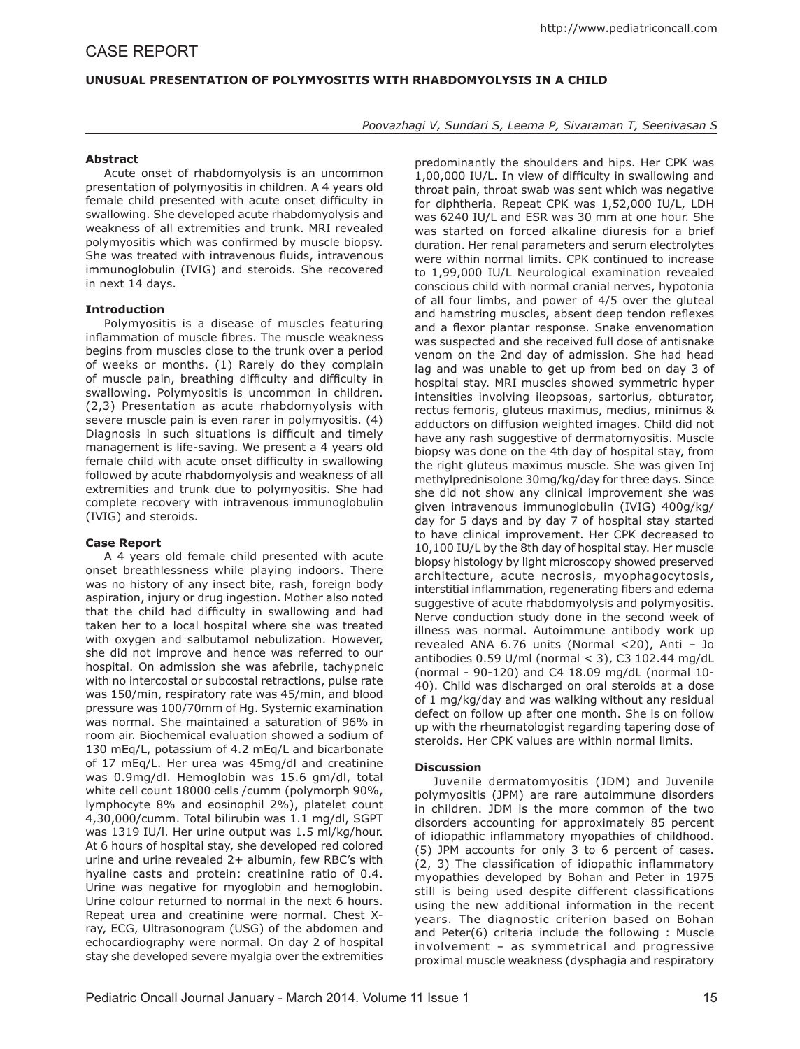# CASE REPORT

## UNUSUAL PRESENTATION OF POLYMYOSITIS WITH RHABDOMYOLYSIS IN A CHILD

*Poovazhagi V, Sundari S, Leema P, Sivaraman T, Seenivasan S*

### Abstract

Acute onset of rhabdomyolysis is an uncommon presentation of polymyositis in children. A 4 years old female child presented with acute onset difficulty in swallowing. She developed acute rhabdomyolysis and weakness of all extremities and trunk. MRI revealed polymyositis which was confirmed by muscle biopsy. She was treated with intravenous fluids, intravenous immunoglobulin (IVIG) and steroids. She recovered in next 14 days.

### Introduction

Polymyositis is a disease of muscles featuring inflammation of muscle fibres. The muscle weakness begins from muscles close to the trunk over a period of weeks or months. (1) Rarely do they complain of muscle pain, breathing difficulty and difficulty in swallowing. Polymyositis is uncommon in children. (2,3) Presentation as acute rhabdomyolysis with severe muscle pain is even rarer in polymyositis. (4) Diagnosis in such situations is difficult and timely management is life-saving. We present a 4 years old female child with acute onset difficulty in swallowing followed by acute rhabdomyolysis and weakness of all extremities and trunk due to polymyositis. She had complete recovery with intravenous immunoglobulin (IVIG) and steroids.

### Case Report

A 4 years old female child presented with acute onset breathlessness while playing indoors. There was no history of any insect bite, rash, foreign body aspiration, injury or drug ingestion. Mother also noted that the child had difficulty in swallowing and had taken her to a local hospital where she was treated with oxygen and salbutamol nebulization. However, she did not improve and hence was referred to our hospital. On admission she was afebrile, tachypneic with no intercostal or subcostal retractions, pulse rate was 150/min, respiratory rate was 45/min, and blood pressure was 100/70mm of Hg. Systemic examination was normal. She maintained a saturation of 96% in room air. Biochemical evaluation showed a sodium of 130 mEq/L, potassium of 4.2 mEq/L and bicarbonate of 17 mEq/L. Her urea was 45mg/dl and creatinine was 0.9mg/dl. Hemoglobin was 15.6 gm/dl, total white cell count 18000 cells /cumm (polymorph 90%, lymphocyte 8% and eosinophil 2%), platelet count 4,30,000/cumm. Total bilirubin was 1.1 mg/dl, SGPT was 1319 IU/l. Her urine output was 1.5 ml/kg/hour. At 6 hours of hospital stay, she developed red colored urine and urine revealed 2+ albumin, few RBC's with hyaline casts and protein: creatinine ratio of 0.4. Urine was negative for myoglobin and hemoglobin. Urine colour returned to normal in the next 6 hours. Repeat urea and creatinine were normal. Chest X-ray, ECG, Ultrasonogram (USG) of the abdomen and echocardiography were normal. On day 2 of hospital stay she developed severe myalgia over the extremities predominantly the shoulders and hips. Her CPK was 1,00,000 IU/L. In view of difficulty in swallowing and throat pain, throat swab was sent which was negative for diphtheria. Repeat CPK was 1,52,000 IU/L, LDH was 6240 IU/L and ESR was 30 mm at one hour. She was started on forced alkaline diuresis for a brief duration. Her renal parameters and serum electrolytes were within normal limits. CPK continued to increase to 1,99,000 IU/L Neurological examination revealed conscious child with normal cranial nerves, hypotonia of all four limbs, and power of 4/5 over the gluteal and hamstring muscles, absent deep tendon reflexes and a flexor plantar response. Snake envenomation was suspected and she received full dose of antisnake venom on the 2nd day of admission. She had head lag and was unable to get up from bed on day 3 of hospital stay. MRI muscles showed symmetric hyper intensities involving ileopsoas, sartorius, obturator, rectus femoris, gluteus maximus, medius, minimus & adductors on diffusion weighted images. Child did not have any rash suggestive of dermatomyositis. Muscle biopsy was done on the 4th day of hospital stay, from the right gluteus maximus muscle. She was given Inj methylprednisolone 30mg/kg/day for three days. Since she did not show any clinical improvement she was given intravenous immunoglobulin (IVIG) 400g/kg/ day for 5 days and by day 7 of hospital stay started to have clinical improvement. Her CPK decreased to 10,100 IU/L by the 8th day of hospital stay. Her muscle biopsy histology by light microscopy showed preserved architecture, acute necrosis, myophagocytosis, interstitial inflammation, regenerating fibers and edema suggestive of acute rhabdomyolysis and polymyositis. Nerve conduction study done in the second week of illness was normal. Autoimmune antibody work up revealed ANA 6.76 units (Normal <20), Anti – Jo antibodies 0.59 U/ml (normal < 3), C3 102.44 mg/dL (normal - 90-120) and C4 18.09 mg/dL (normal 10-40). Child was discharged on oral steroids at a dose of 1 mg/kg/day and was walking without any residual defect on follow up after one month. She is on follow up with the rheumatologist regarding tapering dose of steroids. Her CPK values are within normal limits.

### Discussion

Juvenile dermatomyositis (JDM) and Juvenile polymyositis (JPM) are rare autoimmune disorders in children. JDM is the more common of the two disorders accounting for approximately 85 percent of idiopathic inflammatory myopathies of childhood. (5) JPM accounts for only 3 to 6 percent of cases. (2, 3) The classification of idiopathic inflammatory myopathies developed by Bohan and Peter in 1975 still is being used despite different classifications using the new additional information in the recent years. The diagnostic criterion based on Bohan and Peter(6) criteria include the following : Muscle involvement – as symmetrical and progressive proximal muscle weakness (dysphagia and respiratory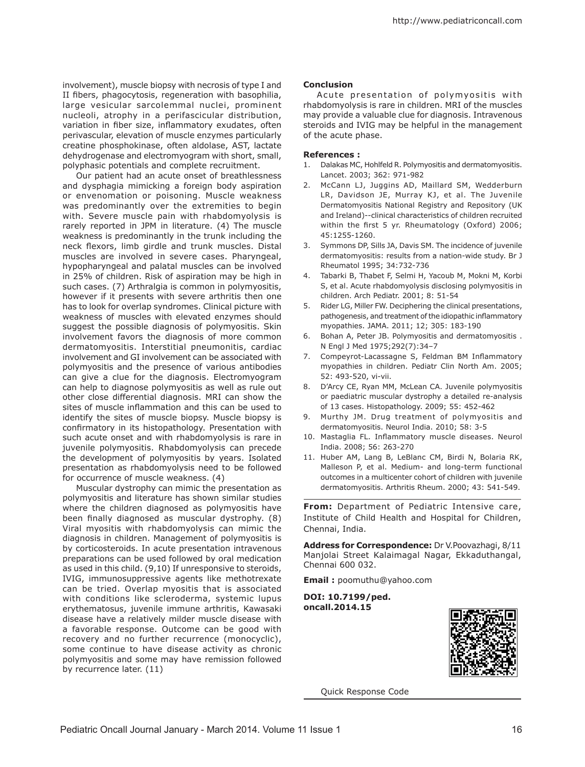involvement), muscle biopsy with necrosis of type I and II fibers, phagocytosis, regeneration with basophilia, large vesicular sarcolemmal nuclei, prominent nucleoli, atrophy in a perifascicular distribution, variation in fiber size, inflammatory exudates, often perivascular, elevation of muscle enzymes particularly creatine phosphokinase, often aldolase, AST, lactate dehydrogenase and electromyogram with short, small, polyphasic potentials and complete recruitment.

Our patient had an acute onset of breathlessness and dysphagia mimicking a foreign body aspiration or envenomation or poisoning. Muscle weakness was predominantly over the extremities to begin with. Severe muscle pain with rhabdomyolysis is rarely reported in JPM in literature. (4) The muscle weakness is predominantly in the trunk including the neck flexors, limb girdle and trunk muscles. Distal muscles are involved in severe cases. Pharyngeal, hypopharyngeal and palatal muscles can be involved in 25% of children. Risk of aspiration may be high in such cases. (7) Arthralgia is common in polymyositis, however if it presents with severe arthritis then one has to look for overlap syndromes. Clinical picture with weakness of muscles with elevated enzymes should suggest the possible diagnosis of polymyositis. Skin involvement favors the diagnosis of more common dermatomyositis. Interstitial pneumonitis, cardiac involvement and GI involvement can be associated with polymyositis and the presence of various antibodies can give a clue for the diagnosis. Electromyogram can help to diagnose polymyositis as well as rule out other close differential diagnosis. MRI can show the sites of muscle inflammation and this can be used to identify the sites of muscle biopsy. Muscle biopsy is confirmatory in its histopathology. Presentation with such acute onset and with rhabdomyolysis is rare in juvenile polymyositis. Rhabdomyolysis can precede the development of polymyositis by years. Isolated presentation as rhabdomyolysis need to be followed for occurrence of muscle weakness. (4)

Muscular dystrophy can mimic the presentation as polymyositis and literature has shown similar studies where the children diagnosed as polymyositis have been finally diagnosed as muscular dystrophy. (8) Viral myositis with rhabdomyolysis can mimic the diagnosis in children. Management of polymyositis is by corticosteroids. In acute presentation intravenous preparations can be used followed by oral medication as used in this child. (9,10) If unresponsive to steroids, IVIG, immunosuppressive agents like methotrexate can be tried. Overlap myositis that is associated with conditions like scleroderma, systemic lupus erythematosus, juvenile immune arthritis, Kawasaki disease have a relatively milder muscle disease with a favorable response. Outcome can be good with recovery and no further recurrence (monocyclic), some continue to have disease activity as chronic polymyositis and some may have remission followed by recurrence later. (11)

## Conclusion

Acute presentation of polymyositis with rhabdomyolysis is rare in children. MRI of the muscles may provide a valuable clue for diagnosis. Intravenous steroids and IVIG may be helpful in the management of the acute phase.

## References :

1. Dalakas MC, Hohlfeld R. Polymyositis and dermatomyositis. Lancet. 2003; 362: 971-982
2. McCann LJ, Juggins AD, Maillard SM, Wedderburn LR, Davidson JE, Murray KJ, et al. The Juvenile Dermatomyositis National Registry and Repository (UK and Ireland)--clinical characteristics of children recruited within the first 5 yr. Rheumatology (Oxford) 2006; 45:1255-1260.
3. Symmons DP, Sills JA, Davis SM. The incidence of juvenile dermatomyositis: results from a nation-wide study. Br J Rheumatol 1995; 34:732-736
4. Tabarki B, Thabet F, Selmi H, Yacoub M, Mokni M, Korbi S, et al. Acute rhabdomyolysis disclosing polymyositis in children. Arch Pediatr. 2001; 8: 51-54
5. Rider LG, Miller FW. Deciphering the clinical presentations, pathogenesis, and treatment of the idiopathic inflammatory myopathies. JAMA. 2011; 12; 305: 183-190
6. Bohan A, Peter JB. Polymyositis and dermatomyositis . N Engl J Med 1975;292(7):34–7
7. Compeyrot-Lacassagne S, Feldman BM Inflammatory myopathies in children. Pediatr Clin North Am. 2005; 52: 493-520, vi-vii.
8. D'Arcy CE, Ryan MM, McLean CA. Juvenile polymyositis or paediatric muscular dystrophy a detailed re-analysis of 13 cases. Histopathology. 2009; 55: 452-462
9. Murthy JM. Drug treatment of polymyositis and dermatomyositis. Neurol India. 2010; 58: 3-5
10. Mastaglia FL. Inflammatory muscle diseases. Neurol India. 2008; 56: 263-270
11. Huber AM, Lang B, LeBlanc CM, Birdi N, Bolaria RK, Malleson P, et al. Medium- and long-term functional outcomes in a multicenter cohort of children with juvenile dermatomyositis. Arthritis Rheum. 2000; 43: 541-549.

**From:** Department of Pediatric Intensive care, Institute of Child Health and Hospital for Children, Chennai, India.

**Address for Correspondence:** Dr V.Poovazhagi, 8/11 Manjolai Street Kalaimagal Nagar, Ekkaduthangal, Chennai 600 032.

**Email :** poomuthu@yahoo.com

**DOI: 10.7199/ped.oncall.2014.15**

Quick Response Code